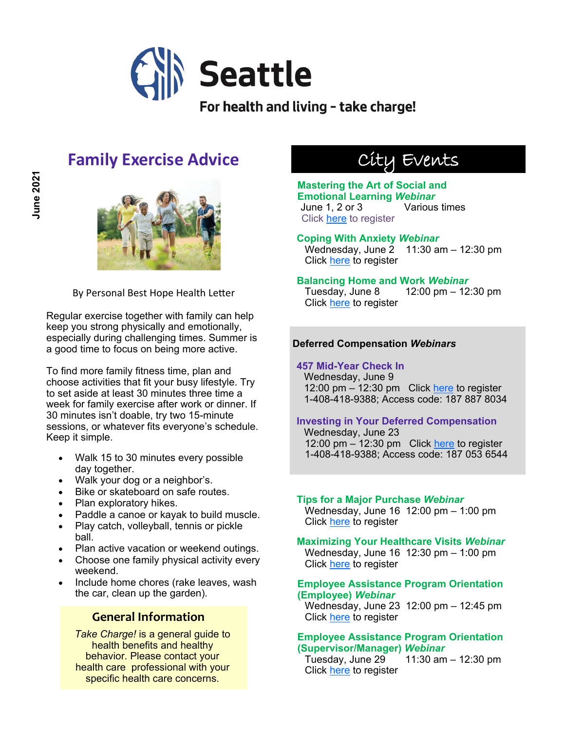# Seattle

**For health and living - take charge!**

June 2021

## Family Exercise Advice

By Personal Best Hope Health Letter

Regular exercise together with family can help keep you strong physically and emotionally, especially during challenging times. Summer is a good time to focus on being more active.

To find more family fitness time, plan and choose activities that fit your busy lifestyle. Try to set aside at least 30 minutes three time a week for family exercise after work or dinner. If 30 minutes isn't doable, try two 15-minute sessions, or whatever fits everyone's schedule. Keep it simple.

- Walk 15 to 30 minutes every possible day together.
- Walk your dog or a neighbor's.
- Bike or skateboard on safe routes.
- Plan exploratory hikes.
- Paddle a canoe or kayak to build muscle.
- Play catch, volleyball, tennis or pickle ball.
- Plan active vacation or weekend outings.
- Choose one family physical activity every weekend.
- Include home chores (rake leaves, wash the car, clean up the garden).

### General Information

*Take Charge!* is a general guide to health benefits and healthy behavior. Please contact your health care professional with your specific health care concerns.

## City Events

**Mastering the Art of Social and Emotional Learning *Webinar***
June 1, 2 or 3 Various times
Click here to register

**Coping With Anxiety *Webinar***
Wednesday, June 2 11:30 am – 12:30 pm
Click here to register

**Balancing Home and Work *Webinar***
Tuesday, June 8 12:00 pm – 12:30 pm
Click here to register

### Deferred Compensation *Webinars*

**457 Mid-Year Check In**
Wednesday, June 9
12:00 pm – 12:30 pm Click here to register
1-408-418-9388; Access code: 187 887 8034

**Investing in Your Deferred Compensation**
Wednesday, June 23
12:00 pm – 12:30 pm Click here to register
1-408-418-9388; Access code: 187 053 6544

**Tips for a Major Purchase *Webinar***
Wednesday, June 16 12:00 pm – 1:00 pm
Click here to register

**Maximizing Your Healthcare Visits *Webinar***
Wednesday, June 16 12:30 pm – 1:00 pm
Click here to register

**Employee Assistance Program Orientation (Employee) *Webinar***
Wednesday, June 23 12:00 pm – 12:45 pm
Click here to register

**Employee Assistance Program Orientation (Supervisor/Manager) *Webinar***
Tuesday, June 29 11:30 am – 12:30 pm
Click here to register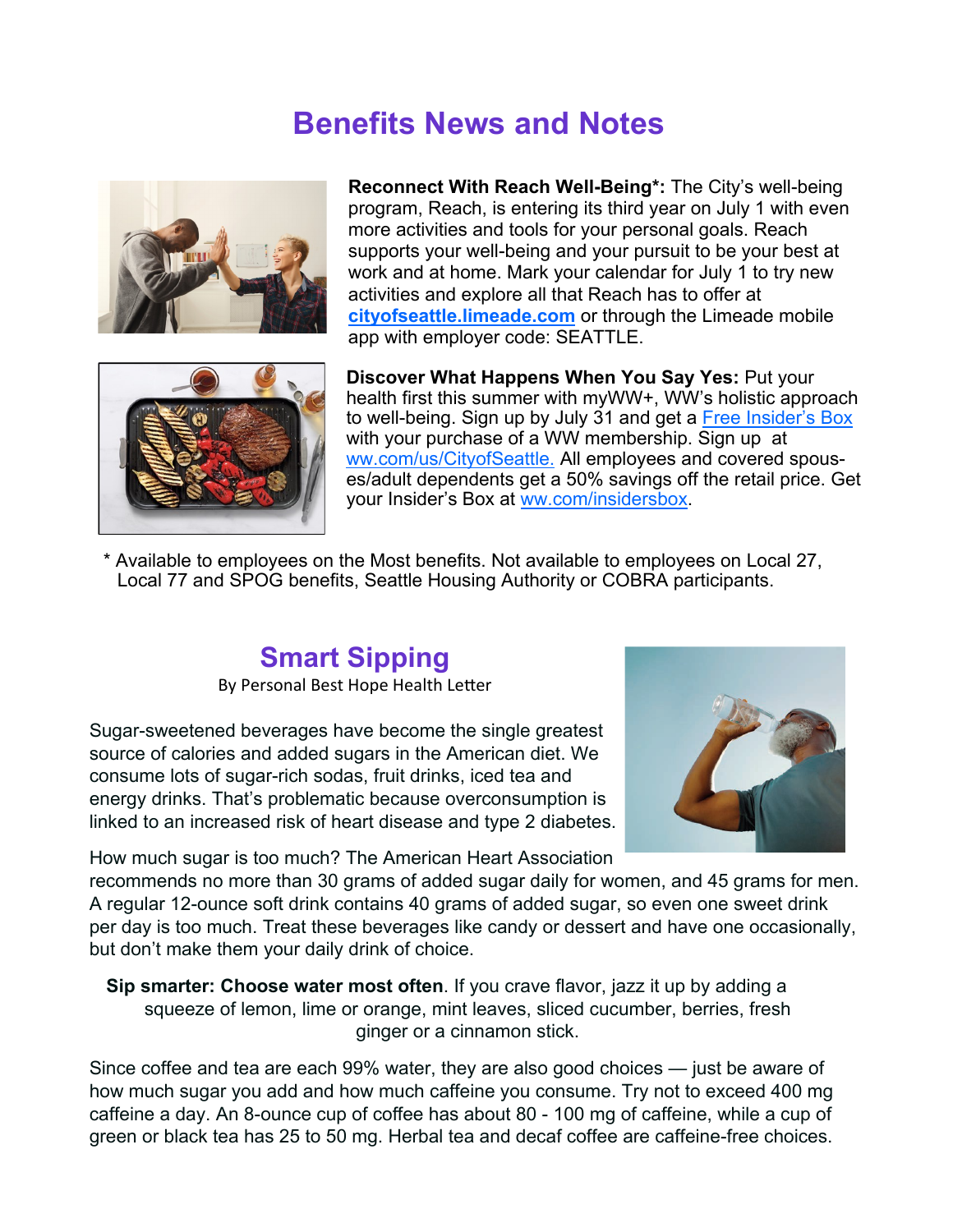# Benefits News and Notes

**Reconnect With Reach Well-Being*:** The City's well-being program, Reach, is entering its third year on July 1 with even more activities and tools for your personal goals. Reach supports your well-being and your pursuit to be your best at work and at home. Mark your calendar for July 1 to try new activities and explore all that Reach has to offer at **cityofseattle.limeade.com** or through the Limeade mobile app with employer code: SEATTLE.

**Discover What Happens When You Say Yes:** Put your health first this summer with myWW+, WW's holistic approach to well-being. Sign up by July 31 and get a Free Insider's Box with your purchase of a WW membership. Sign up at ww.com/us/CityofSeattle. All employees and covered spouses/adult dependents get a 50% savings off the retail price. Get your Insider's Box at ww.com/insidersbox.

* Available to employees on the Most benefits. Not available to employees on Local 27, Local 77 and SPOG benefits, Seattle Housing Authority or COBRA participants.

## Smart Sipping

By Personal Best Hope Health Letter

Sugar-sweetened beverages have become the single greatest source of calories and added sugars in the American diet. We consume lots of sugar-rich sodas, fruit drinks, iced tea and energy drinks. That's problematic because overconsumption is linked to an increased risk of heart disease and type 2 diabetes.

How much sugar is too much? The American Heart Association recommends no more than 30 grams of added sugar daily for women, and 45 grams for men. A regular 12-ounce soft drink contains 40 grams of added sugar, so even one sweet drink per day is too much. Treat these beverages like candy or dessert and have one occasionally, but don't make them your daily drink of choice.

**Sip smarter: Choose water most often**. If you crave flavor, jazz it up by adding a squeeze of lemon, lime or orange, mint leaves, sliced cucumber, berries, fresh ginger or a cinnamon stick.

Since coffee and tea are each 99% water, they are also good choices — just be aware of how much sugar you add and how much caffeine you consume. Try not to exceed 400 mg caffeine a day. An 8-ounce cup of coffee has about 80 - 100 mg of caffeine, while a cup of green or black tea has 25 to 50 mg. Herbal tea and decaf coffee are caffeine-free choices.